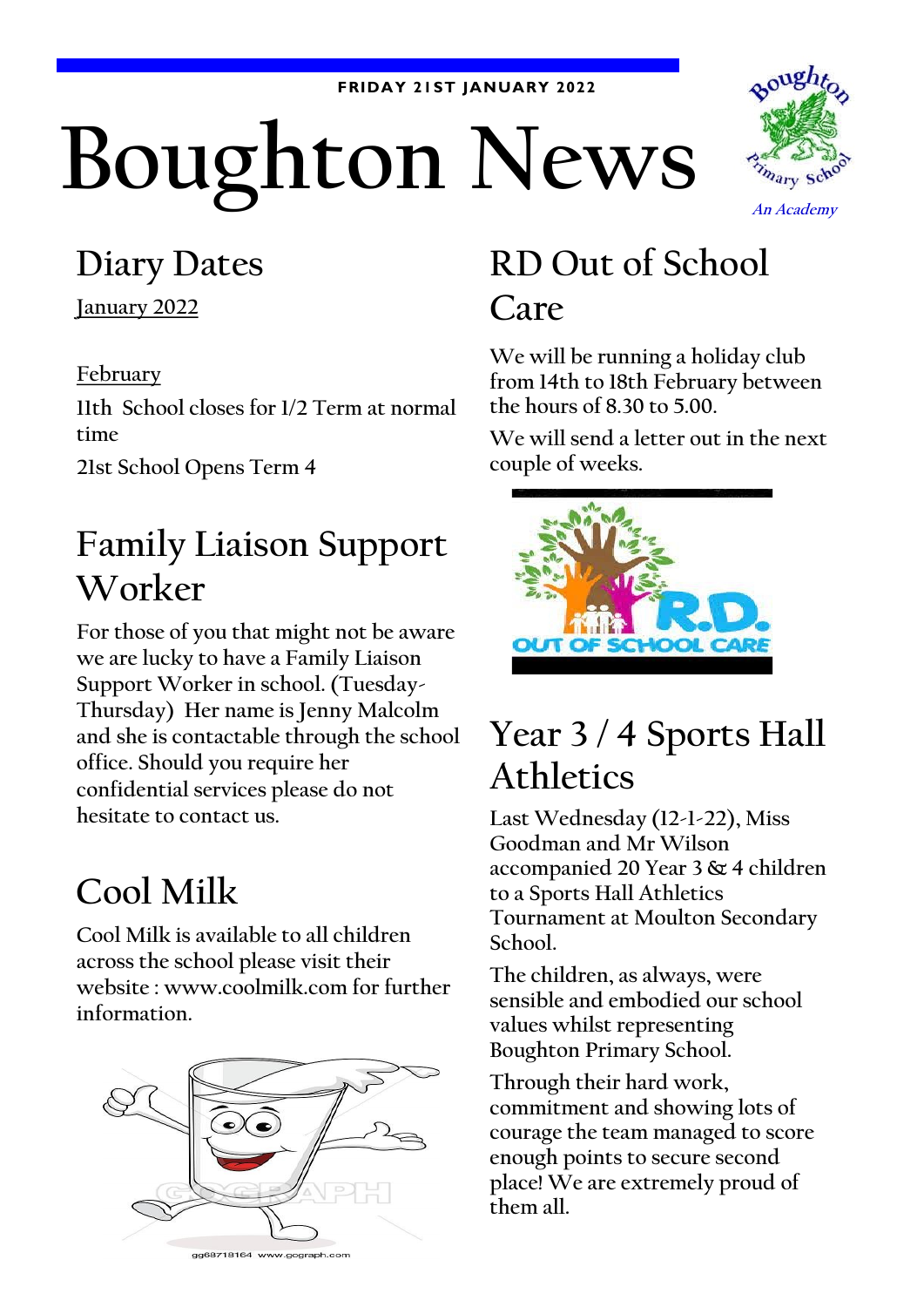FRIDAY 21ST JANUARY 2022

# Boughton News

## Diary Dates

January 2022

February

11th School closes for 1/2 Term at normal time

21st School Opens Term 4

## Family Liaison Support Worker

For those of you that might not be aware we are lucky to have a Family Liaison Support Worker in school. (Tuesday-Thursday) Her name is Jenny Malcolm and she is contactable through the school office. Should you require her confidential services please do not hesitate to contact us.

## Cool Milk

Cool Milk is available to all children across the school please visit their website : www.coolmilk.com for further information.

## RD Out of School Care

We will be running a holiday club from 14th to 18th February between the hours of 8.30 to 5.00.

We will send a letter out in the next couple of weeks.

## Year 3 / 4 Sports Hall Athletics

Last Wednesday (12-1-22), Miss Goodman and Mr Wilson accompanied 20 Year 3 & 4 children to a Sports Hall Athletics Tournament at Moulton Secondary School.

The children, as always, were sensible and embodied our school values whilst representing Boughton Primary School.

Through their hard work, commitment and showing lots of courage the team managed to score enough points to secure second place! We are extremely proud of them all.